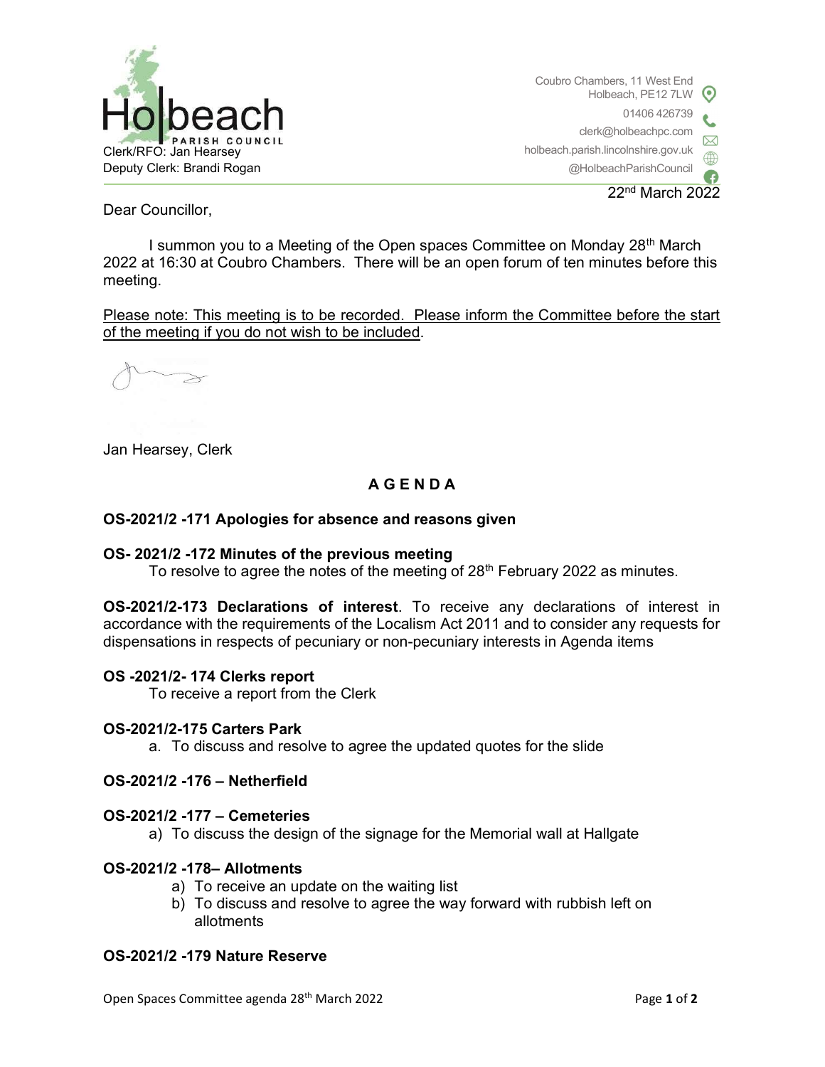Holbeach PARISH COUNCIL

Clerk/RFO: Jan Hearsey
Deputy Clerk: Brandi Rogan

Coubro Chambers, 11 West End
Holbeach, PE12 7LW
01406 426739
clerk@holbeachpc.com
holbeach.parish.lincolnshire.gov.uk
@HolbeachParishCouncil

22nd March 2022

Dear Councillor,

I summon you to a Meeting of the Open spaces Committee on Monday 28th March 2022 at 16:30 at Coubro Chambers. There will be an open forum of ten minutes before this meeting.

Please note: This meeting is to be recorded. Please inform the Committee before the start of the meeting if you do not wish to be included.

Jan Hearsey, Clerk

## AGENDA

**OS-2021/2 -171 Apologies for absence and reasons given**

**OS- 2021/2 -172 Minutes of the previous meeting**

To resolve to agree the notes of the meeting of 28th February 2022 as minutes.

**OS-2021/2-173 Declarations of interest**. To receive any declarations of interest in accordance with the requirements of the Localism Act 2011 and to consider any requests for dispensations in respects of pecuniary or non-pecuniary interests in Agenda items

**OS -2021/2- 174 Clerks report**

To receive a report from the Clerk

**OS-2021/2-175 Carters Park**

a. To discuss and resolve to agree the updated quotes for the slide

**OS-2021/2 -176 – Netherfield**

**OS-2021/2 -177 – Cemeteries**

a) To discuss the design of the signage for the Memorial wall at Hallgate

**OS-2021/2 -178– Allotments**

a) To receive an update on the waiting list
b) To discuss and resolve to agree the way forward with rubbish left on allotments

**OS-2021/2 -179 Nature Reserve**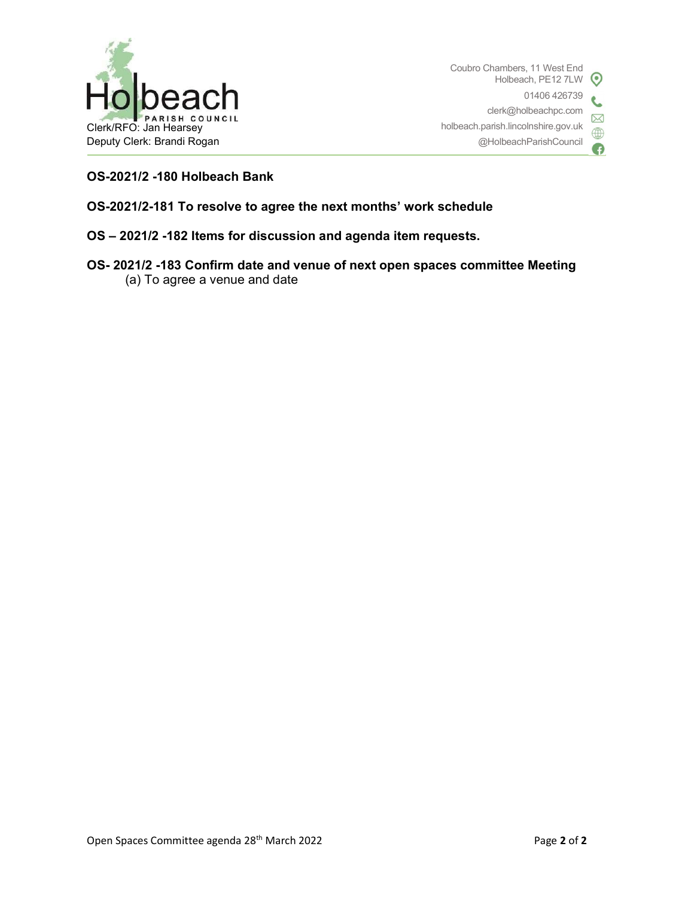**OS-2021/2 -180 Holbeach Bank**

**OS-2021/2-181 To resolve to agree the next months' work schedule**

**OS – 2021/2 -182 Items for discussion and agenda item requests.**

**OS- 2021/2 -183 Confirm date and venue of next open spaces committee Meeting**

(a) To agree a venue and date